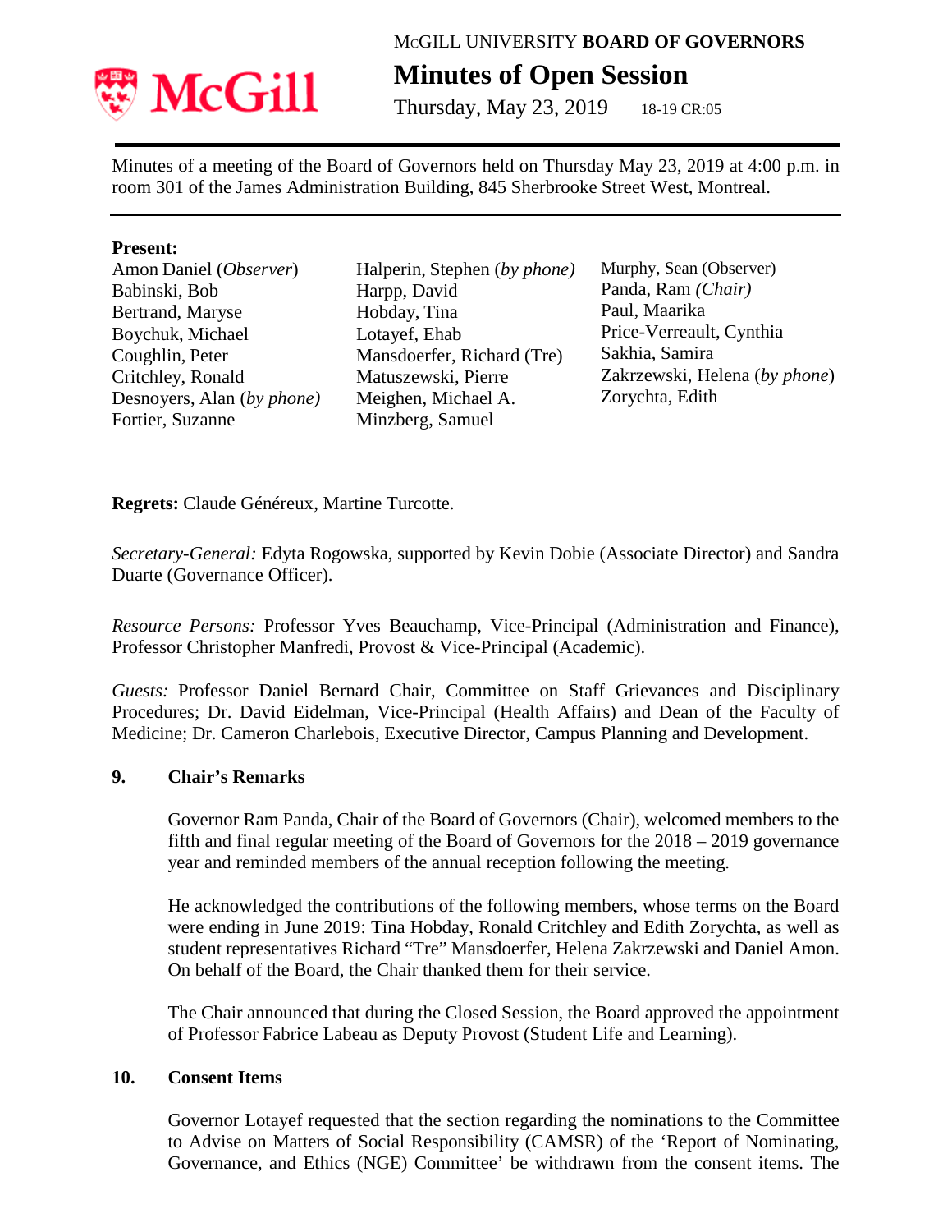McGILL UNIVERSITY **BOARD OF GOVERNORS**

# Minutes of Open Session

Thursday, May 23, 2019 18-19 CR:05

Minutes of a meeting of the Board of Governors held on Thursday May 23, 2019 at 4:00 p.m. in room 301 of the James Administration Building, 845 Sherbrooke Street West, Montreal.

**Present:**

Amon Daniel (*Observer*)
Babinski, Bob
Bertrand, Maryse
Boychuk, Michael
Coughlin, Peter
Critchley, Ronald
Desnoyers, Alan (*by phone*)
Fortier, Suzanne
Halperin, Stephen (*by phone*)
Harpp, David
Hobday, Tina
Lotayef, Ehab
Mansdoerfer, Richard (Tre)
Matuszewski, Pierre
Meighen, Michael A.
Minzberg, Samuel
Murphy, Sean (Observer)
Panda, Ram *(Chair)*
Paul, Maarika
Price-Verreault, Cynthia
Sakhia, Samira
Zakrzewski, Helena (*by phone*)
Zorychta, Edith

**Regrets:** Claude Généreux, Martine Turcotte.

*Secretary-General:* Edyta Rogowska, supported by Kevin Dobie (Associate Director) and Sandra Duarte (Governance Officer).

*Resource Persons:* Professor Yves Beauchamp, Vice-Principal (Administration and Finance), Professor Christopher Manfredi, Provost & Vice-Principal (Academic).

*Guests:* Professor Daniel Bernard Chair, Committee on Staff Grievances and Disciplinary Procedures; Dr. David Eidelman, Vice-Principal (Health Affairs) and Dean of the Faculty of Medicine; Dr. Cameron Charlebois, Executive Director, Campus Planning and Development.

## 9. Chair's Remarks

Governor Ram Panda, Chair of the Board of Governors (Chair), welcomed members to the fifth and final regular meeting of the Board of Governors for the 2018 – 2019 governance year and reminded members of the annual reception following the meeting.

He acknowledged the contributions of the following members, whose terms on the Board were ending in June 2019: Tina Hobday, Ronald Critchley and Edith Zorychta, as well as student representatives Richard "Tre" Mansdoerfer, Helena Zakrzewski and Daniel Amon. On behalf of the Board, the Chair thanked them for their service.

The Chair announced that during the Closed Session, the Board approved the appointment of Professor Fabrice Labeau as Deputy Provost (Student Life and Learning).

## 10. Consent Items

Governor Lotayef requested that the section regarding the nominations to the Committee to Advise on Matters of Social Responsibility (CAMSR) of the 'Report of Nominating, Governance, and Ethics (NGE) Committee' be withdrawn from the consent items. The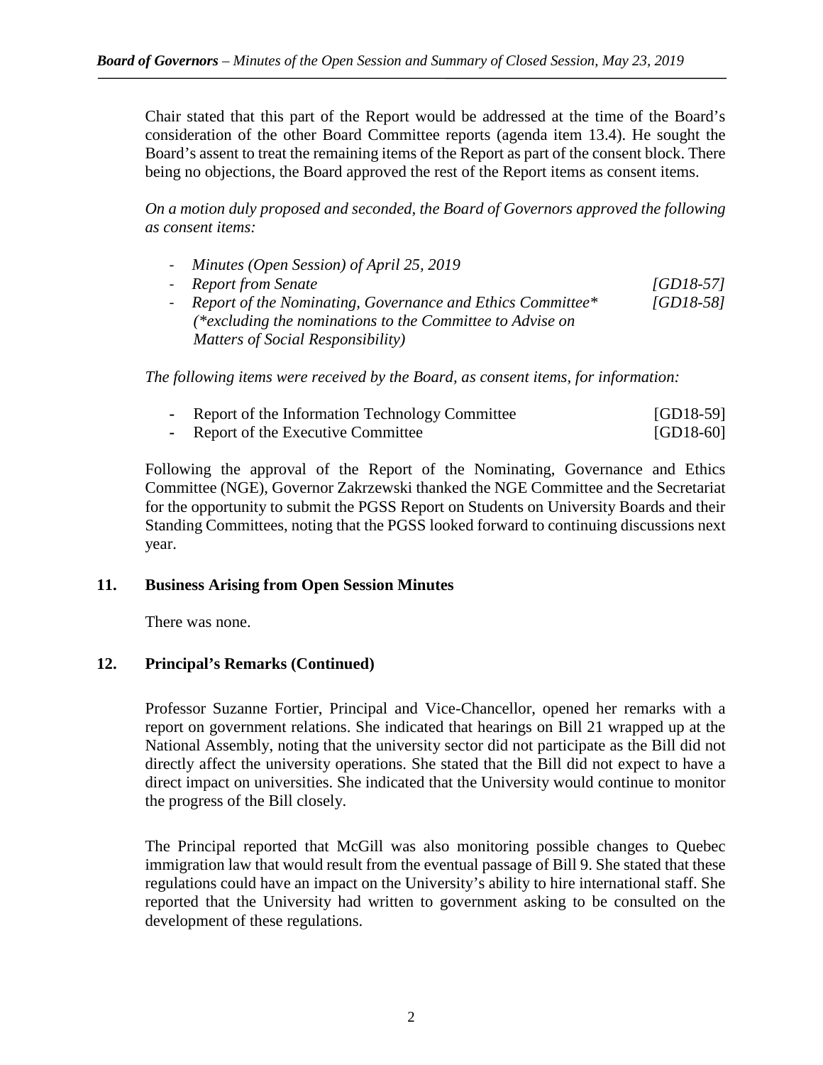Chair stated that this part of the Report would be addressed at the time of the Board's consideration of the other Board Committee reports (agenda item 13.4). He sought the Board's assent to treat the remaining items of the Report as part of the consent block. There being no objections, the Board approved the rest of the Report items as consent items.

*On a motion duly proposed and seconded, the Board of Governors approved the following as consent items:*

- *Minutes (Open Session) of April 25, 2019*
- *Report from Senate* *[GD18-57]*
- *Report of the Nominating, Governance and Ethics Committee** *[GD18-58]*
  *(*excluding the nominations to the Committee to Advise on Matters of Social Responsibility)*

*The following items were received by the Board, as consent items, for information:*

- Report of the Information Technology Committee [GD18-59]
- Report of the Executive Committee [GD18-60]

Following the approval of the Report of the Nominating, Governance and Ethics Committee (NGE), Governor Zakrzewski thanked the NGE Committee and the Secretariat for the opportunity to submit the PGSS Report on Students on University Boards and their Standing Committees, noting that the PGSS looked forward to continuing discussions next year.

## 11. Business Arising from Open Session Minutes

There was none.

## 12. Principal's Remarks (Continued)

Professor Suzanne Fortier, Principal and Vice-Chancellor, opened her remarks with a report on government relations. She indicated that hearings on Bill 21 wrapped up at the National Assembly, noting that the university sector did not participate as the Bill did not directly affect the university operations. She stated that the Bill did not expect to have a direct impact on universities. She indicated that the University would continue to monitor the progress of the Bill closely.

The Principal reported that McGill was also monitoring possible changes to Quebec immigration law that would result from the eventual passage of Bill 9. She stated that these regulations could have an impact on the University's ability to hire international staff. She reported that the University had written to government asking to be consulted on the development of these regulations.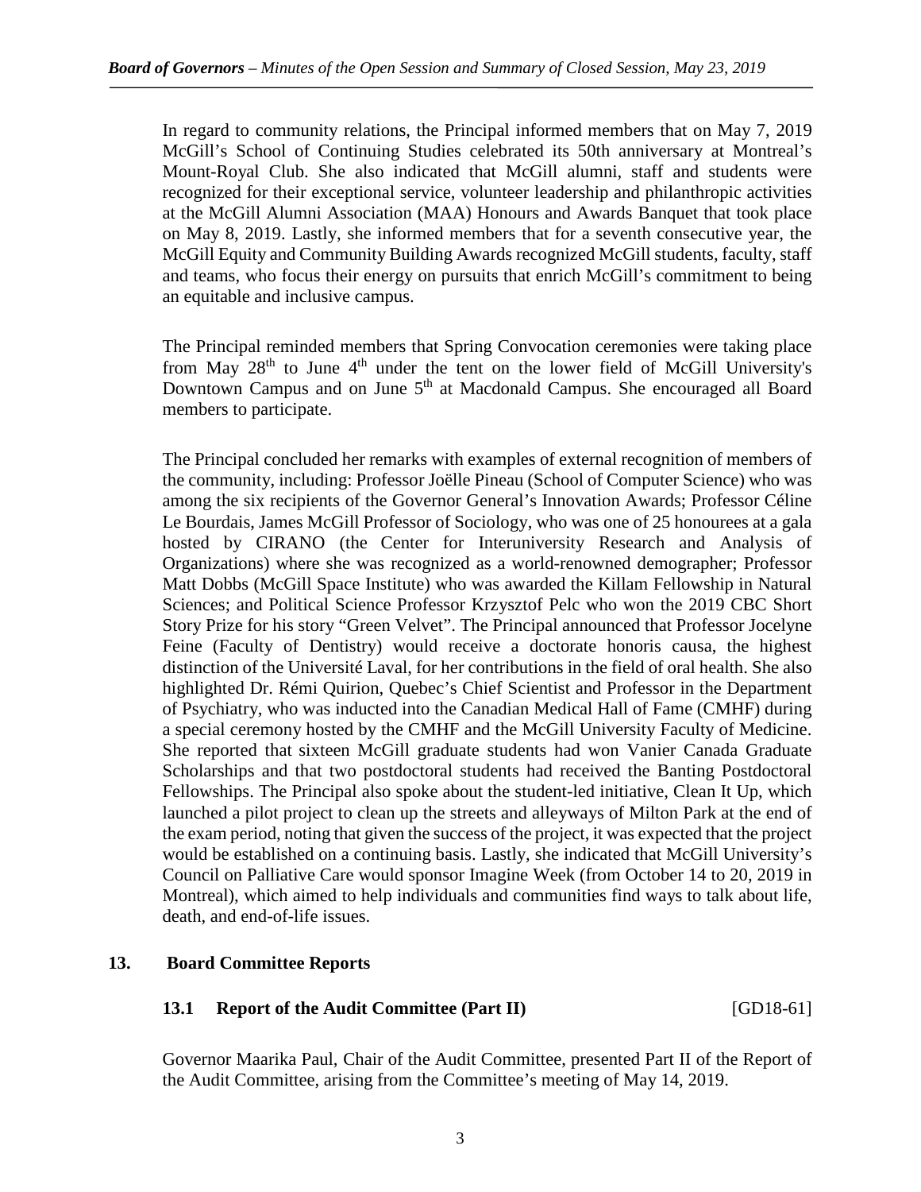In regard to community relations, the Principal informed members that on May 7, 2019 McGill's School of Continuing Studies celebrated its 50th anniversary at Montreal's Mount-Royal Club. She also indicated that McGill alumni, staff and students were recognized for their exceptional service, volunteer leadership and philanthropic activities at the McGill Alumni Association (MAA) Honours and Awards Banquet that took place on May 8, 2019. Lastly, she informed members that for a seventh consecutive year, the McGill Equity and Community Building Awards recognized McGill students, faculty, staff and teams, who focus their energy on pursuits that enrich McGill's commitment to being an equitable and inclusive campus.

The Principal reminded members that Spring Convocation ceremonies were taking place from May 28th to June 4th under the tent on the lower field of McGill University's Downtown Campus and on June 5th at Macdonald Campus. She encouraged all Board members to participate.

The Principal concluded her remarks with examples of external recognition of members of the community, including: Professor Joëlle Pineau (School of Computer Science) who was among the six recipients of the Governor General's Innovation Awards; Professor Céline Le Bourdais, James McGill Professor of Sociology, who was one of 25 honourees at a gala hosted by CIRANO (the Center for Interuniversity Research and Analysis of Organizations) where she was recognized as a world-renowned demographer; Professor Matt Dobbs (McGill Space Institute) who was awarded the Killam Fellowship in Natural Sciences; and Political Science Professor Krzysztof Pelc who won the 2019 CBC Short Story Prize for his story "Green Velvet". The Principal announced that Professor Jocelyne Feine (Faculty of Dentistry) would receive a doctorate honoris causa, the highest distinction of the Université Laval, for her contributions in the field of oral health. She also highlighted Dr. Rémi Quirion, Quebec's Chief Scientist and Professor in the Department of Psychiatry, who was inducted into the Canadian Medical Hall of Fame (CMHF) during a special ceremony hosted by the CMHF and the McGill University Faculty of Medicine. She reported that sixteen McGill graduate students had won Vanier Canada Graduate Scholarships and that two postdoctoral students had received the Banting Postdoctoral Fellowships. The Principal also spoke about the student-led initiative, Clean It Up, which launched a pilot project to clean up the streets and alleyways of Milton Park at the end of the exam period, noting that given the success of the project, it was expected that the project would be established on a continuing basis. Lastly, she indicated that McGill University's Council on Palliative Care would sponsor Imagine Week (from October 14 to 20, 2019 in Montreal), which aimed to help individuals and communities find ways to talk about life, death, and end-of-life issues.

## 13. Board Committee Reports

### 13.1 Report of the Audit Committee (Part II) [GD18-61]

Governor Maarika Paul, Chair of the Audit Committee, presented Part II of the Report of the Audit Committee, arising from the Committee's meeting of May 14, 2019.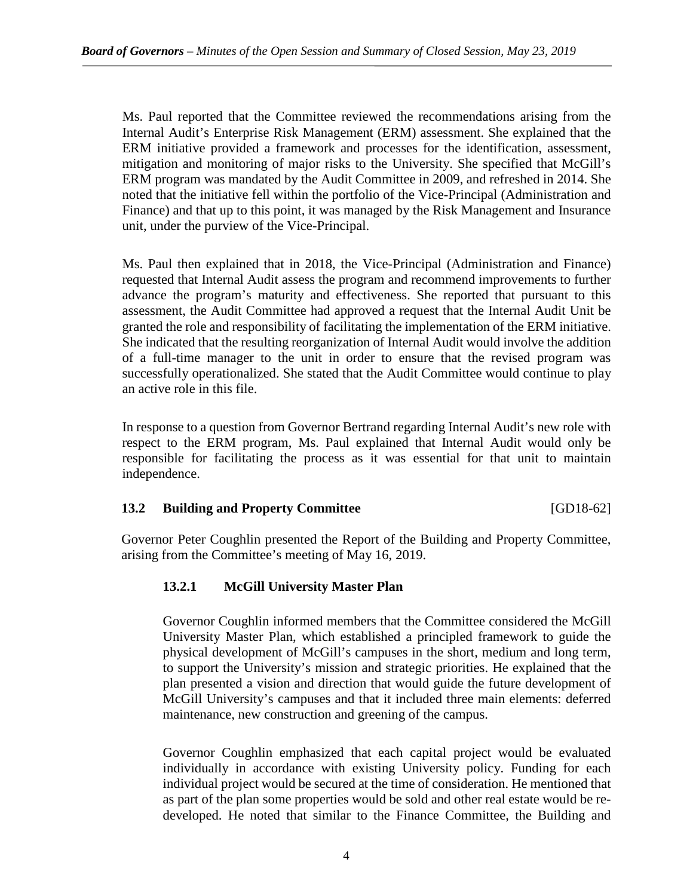Ms. Paul reported that the Committee reviewed the recommendations arising from the Internal Audit's Enterprise Risk Management (ERM) assessment. She explained that the ERM initiative provided a framework and processes for the identification, assessment, mitigation and monitoring of major risks to the University. She specified that McGill's ERM program was mandated by the Audit Committee in 2009, and refreshed in 2014. She noted that the initiative fell within the portfolio of the Vice-Principal (Administration and Finance) and that up to this point, it was managed by the Risk Management and Insurance unit, under the purview of the Vice-Principal.

Ms. Paul then explained that in 2018, the Vice-Principal (Administration and Finance) requested that Internal Audit assess the program and recommend improvements to further advance the program's maturity and effectiveness. She reported that pursuant to this assessment, the Audit Committee had approved a request that the Internal Audit Unit be granted the role and responsibility of facilitating the implementation of the ERM initiative. She indicated that the resulting reorganization of Internal Audit would involve the addition of a full-time manager to the unit in order to ensure that the revised program was successfully operationalized. She stated that the Audit Committee would continue to play an active role in this file.

In response to a question from Governor Bertrand regarding Internal Audit's new role with respect to the ERM program, Ms. Paul explained that Internal Audit would only be responsible for facilitating the process as it was essential for that unit to maintain independence.

### 13.2 Building and Property Committee [GD18-62]

Governor Peter Coughlin presented the Report of the Building and Property Committee, arising from the Committee's meeting of May 16, 2019.

#### 13.2.1 McGill University Master Plan

Governor Coughlin informed members that the Committee considered the McGill University Master Plan, which established a principled framework to guide the physical development of McGill's campuses in the short, medium and long term, to support the University's mission and strategic priorities. He explained that the plan presented a vision and direction that would guide the future development of McGill University's campuses and that it included three main elements: deferred maintenance, new construction and greening of the campus.

Governor Coughlin emphasized that each capital project would be evaluated individually in accordance with existing University policy. Funding for each individual project would be secured at the time of consideration. He mentioned that as part of the plan some properties would be sold and other real estate would be re-developed. He noted that similar to the Finance Committee, the Building and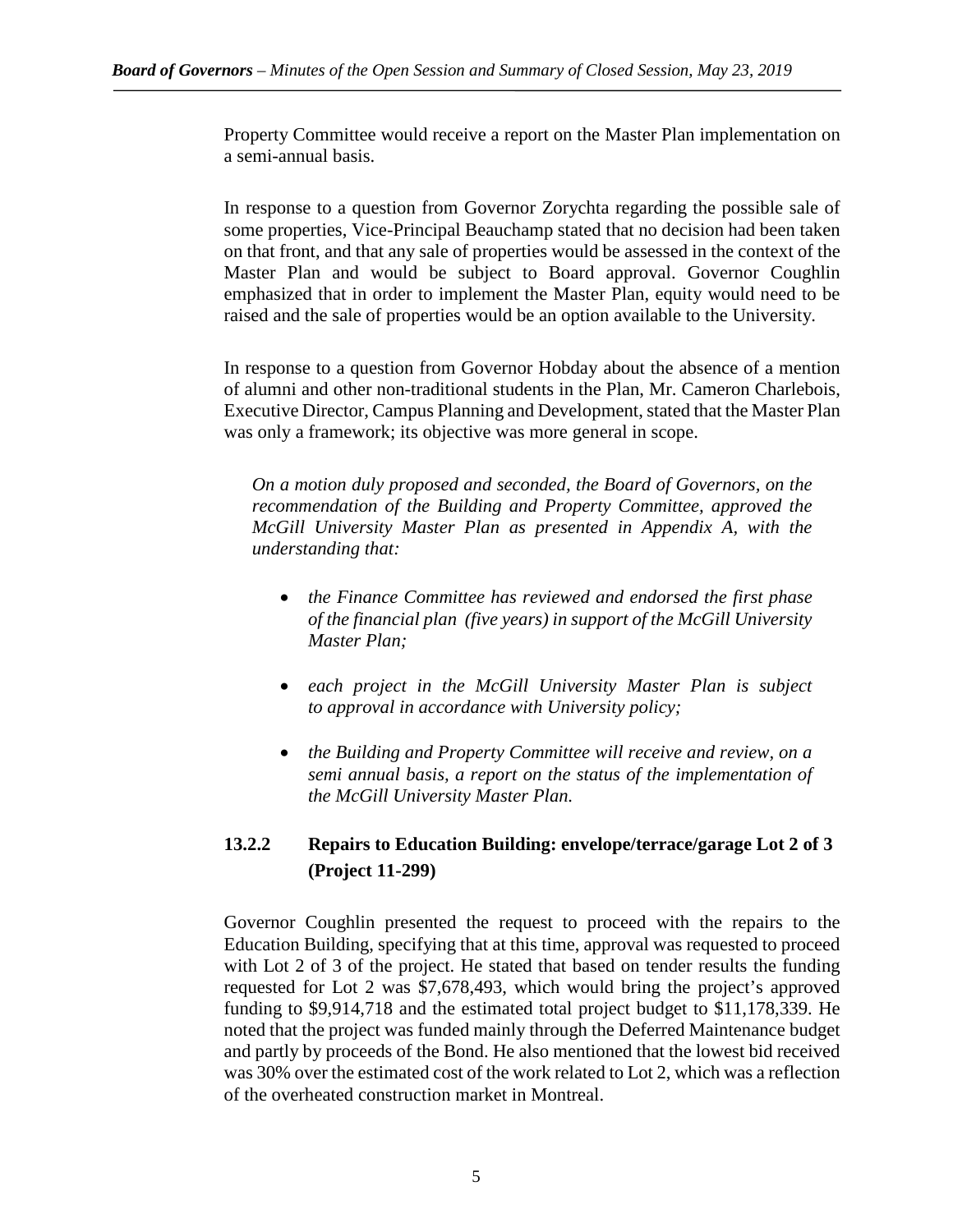Property Committee would receive a report on the Master Plan implementation on a semi-annual basis.

In response to a question from Governor Zorychta regarding the possible sale of some properties, Vice-Principal Beauchamp stated that no decision had been taken on that front, and that any sale of properties would be assessed in the context of the Master Plan and would be subject to Board approval. Governor Coughlin emphasized that in order to implement the Master Plan, equity would need to be raised and the sale of properties would be an option available to the University.

In response to a question from Governor Hobday about the absence of a mention of alumni and other non-traditional students in the Plan, Mr. Cameron Charlebois, Executive Director, Campus Planning and Development, stated that the Master Plan was only a framework; its objective was more general in scope.

*On a motion duly proposed and seconded, the Board of Governors, on the recommendation of the Building and Property Committee, approved the McGill University Master Plan as presented in Appendix A, with the understanding that:*

- *the Finance Committee has reviewed and endorsed the first phase of the financial plan (five years) in support of the McGill University Master Plan;*
- *each project in the McGill University Master Plan is subject to approval in accordance with University policy;*
- *the Building and Property Committee will receive and review, on a semi annual basis, a report on the status of the implementation of the McGill University Master Plan.*

### 13.2.2 Repairs to Education Building: envelope/terrace/garage Lot 2 of 3 (Project 11-299)

Governor Coughlin presented the request to proceed with the repairs to the Education Building, specifying that at this time, approval was requested to proceed with Lot 2 of 3 of the project. He stated that based on tender results the funding requested for Lot 2 was $7,678,493, which would bring the project's approved funding to $9,914,718 and the estimated total project budget to $11,178,339. He noted that the project was funded mainly through the Deferred Maintenance budget and partly by proceeds of the Bond. He also mentioned that the lowest bid received was 30% over the estimated cost of the work related to Lot 2, which was a reflection of the overheated construction market in Montreal.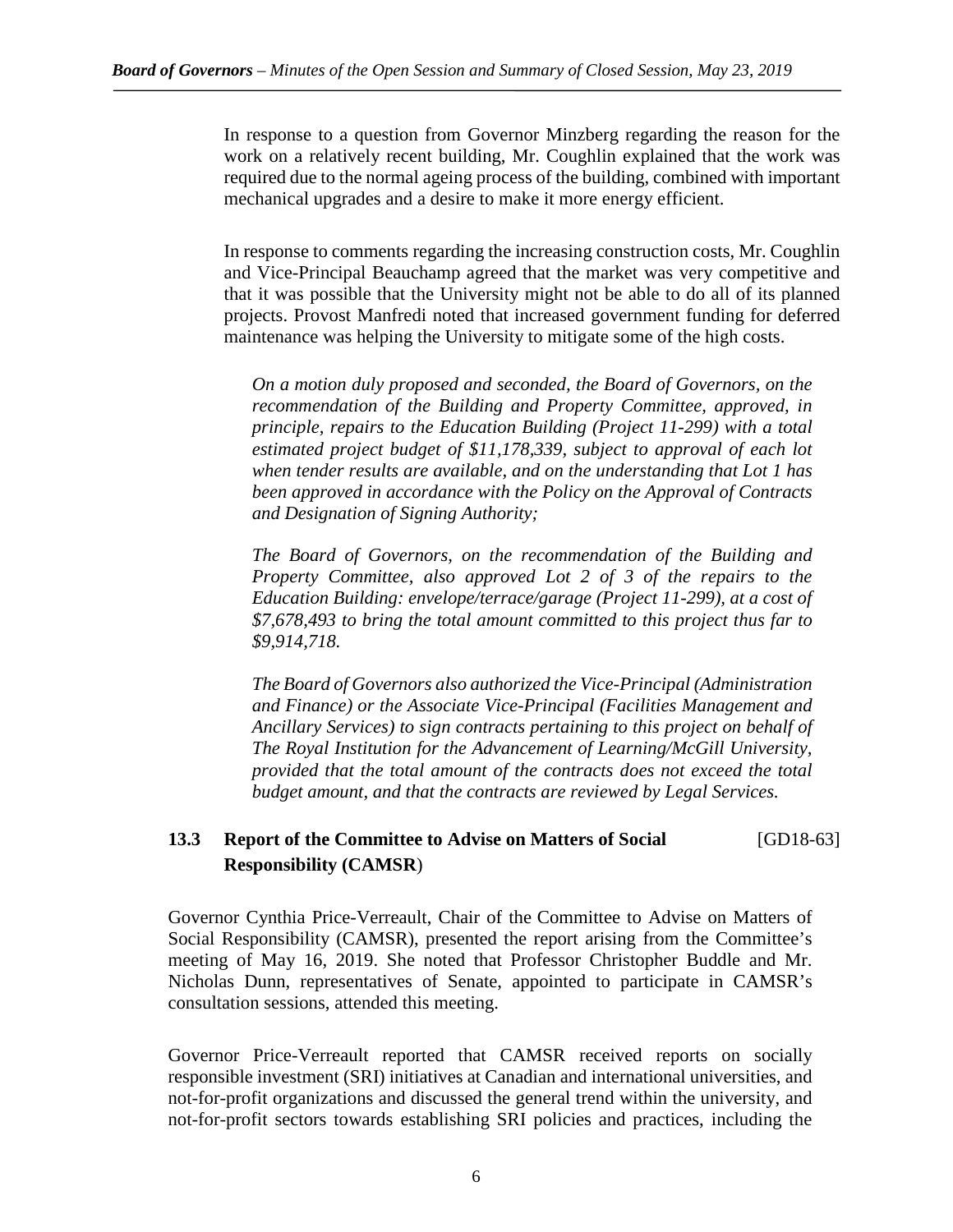In response to a question from Governor Minzberg regarding the reason for the work on a relatively recent building, Mr. Coughlin explained that the work was required due to the normal ageing process of the building, combined with important mechanical upgrades and a desire to make it more energy efficient.

In response to comments regarding the increasing construction costs, Mr. Coughlin and Vice-Principal Beauchamp agreed that the market was very competitive and that it was possible that the University might not be able to do all of its planned projects. Provost Manfredi noted that increased government funding for deferred maintenance was helping the University to mitigate some of the high costs.

*On a motion duly proposed and seconded, the Board of Governors, on the recommendation of the Building and Property Committee, approved, in principle, repairs to the Education Building (Project 11-299) with a total estimated project budget of $11,178,339, subject to approval of each lot when tender results are available, and on the understanding that Lot 1 has been approved in accordance with the Policy on the Approval of Contracts and Designation of Signing Authority;*

*The Board of Governors, on the recommendation of the Building and Property Committee, also approved Lot 2 of 3 of the repairs to the Education Building: envelope/terrace/garage (Project 11-299), at a cost of $7,678,493 to bring the total amount committed to this project thus far to $9,914,718.*

*The Board of Governors also authorized the Vice-Principal (Administration and Finance) or the Associate Vice-Principal (Facilities Management and Ancillary Services) to sign contracts pertaining to this project on behalf of The Royal Institution for the Advancement of Learning/McGill University, provided that the total amount of the contracts does not exceed the total budget amount, and that the contracts are reviewed by Legal Services.*

### 13.3 Report of the Committee to Advise on Matters of Social Responsibility (CAMSR) [GD18-63]

Governor Cynthia Price-Verreault, Chair of the Committee to Advise on Matters of Social Responsibility (CAMSR), presented the report arising from the Committee's meeting of May 16, 2019. She noted that Professor Christopher Buddle and Mr. Nicholas Dunn, representatives of Senate, appointed to participate in CAMSR's consultation sessions, attended this meeting.

Governor Price-Verreault reported that CAMSR received reports on socially responsible investment (SRI) initiatives at Canadian and international universities, and not-for-profit organizations and discussed the general trend within the university, and not-for-profit sectors towards establishing SRI policies and practices, including the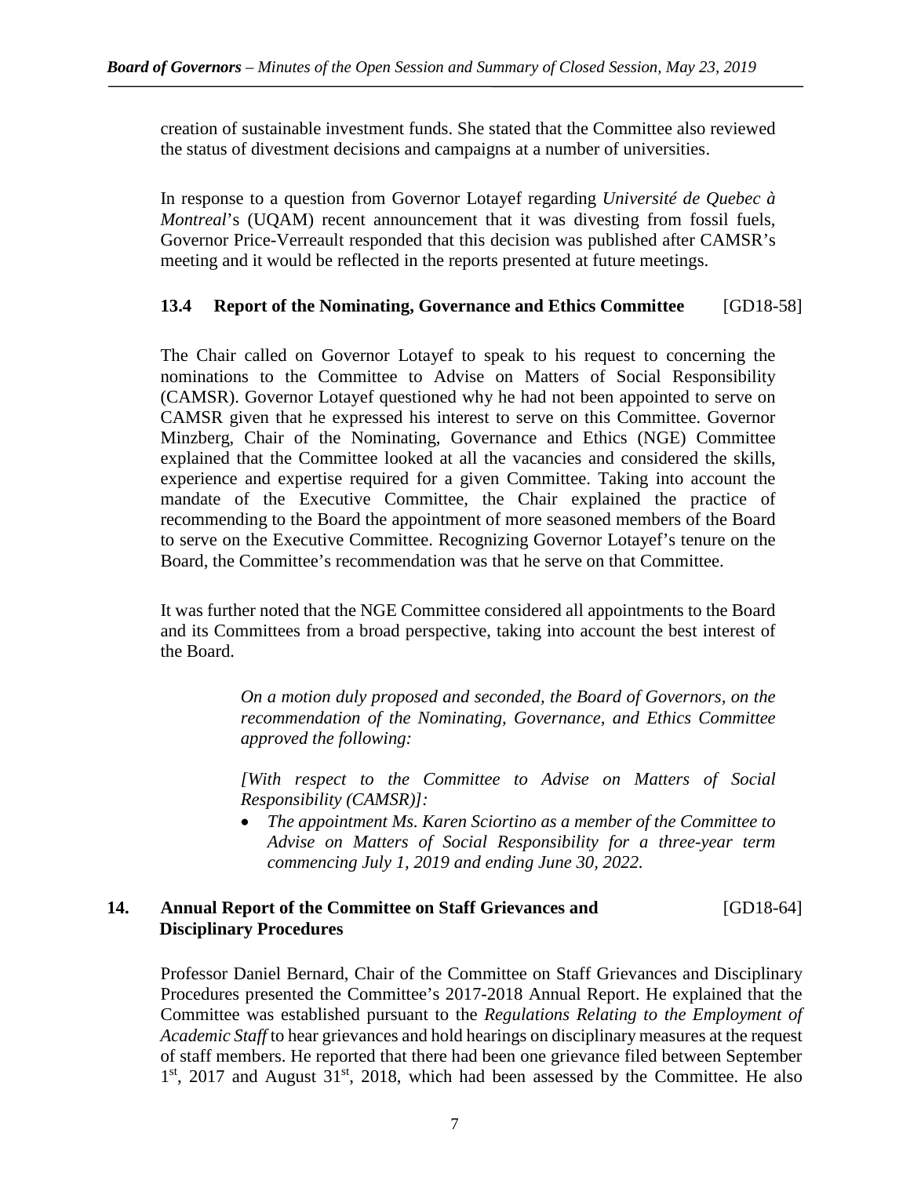creation of sustainable investment funds. She stated that the Committee also reviewed the status of divestment decisions and campaigns at a number of universities.

In response to a question from Governor Lotayef regarding *Université de Quebec à Montreal*'s (UQAM) recent announcement that it was divesting from fossil fuels, Governor Price-Verreault responded that this decision was published after CAMSR's meeting and it would be reflected in the reports presented at future meetings.

### 13.4 Report of the Nominating, Governance and Ethics Committee [GD18-58]

The Chair called on Governor Lotayef to speak to his request to concerning the nominations to the Committee to Advise on Matters of Social Responsibility (CAMSR). Governor Lotayef questioned why he had not been appointed to serve on CAMSR given that he expressed his interest to serve on this Committee. Governor Minzberg, Chair of the Nominating, Governance and Ethics (NGE) Committee explained that the Committee looked at all the vacancies and considered the skills, experience and expertise required for a given Committee. Taking into account the mandate of the Executive Committee, the Chair explained the practice of recommending to the Board the appointment of more seasoned members of the Board to serve on the Executive Committee. Recognizing Governor Lotayef's tenure on the Board, the Committee's recommendation was that he serve on that Committee.

It was further noted that the NGE Committee considered all appointments to the Board and its Committees from a broad perspective, taking into account the best interest of the Board.

> *On a motion duly proposed and seconded, the Board of Governors, on the recommendation of the Nominating, Governance, and Ethics Committee approved the following:*
>
> *[With respect to the Committee to Advise on Matters of Social Responsibility (CAMSR)]:*
>
> - *The appointment Ms. Karen Sciortino as a member of the Committee to Advise on Matters of Social Responsibility for a three-year term commencing July 1, 2019 and ending June 30, 2022.*

## 14. Annual Report of the Committee on Staff Grievances and Disciplinary Procedures [GD18-64]

Professor Daniel Bernard, Chair of the Committee on Staff Grievances and Disciplinary Procedures presented the Committee's 2017-2018 Annual Report. He explained that the Committee was established pursuant to the *Regulations Relating to the Employment of Academic Staff* to hear grievances and hold hearings on disciplinary measures at the request of staff members. He reported that there had been one grievance filed between September 1st, 2017 and August 31st, 2018, which had been assessed by the Committee. He also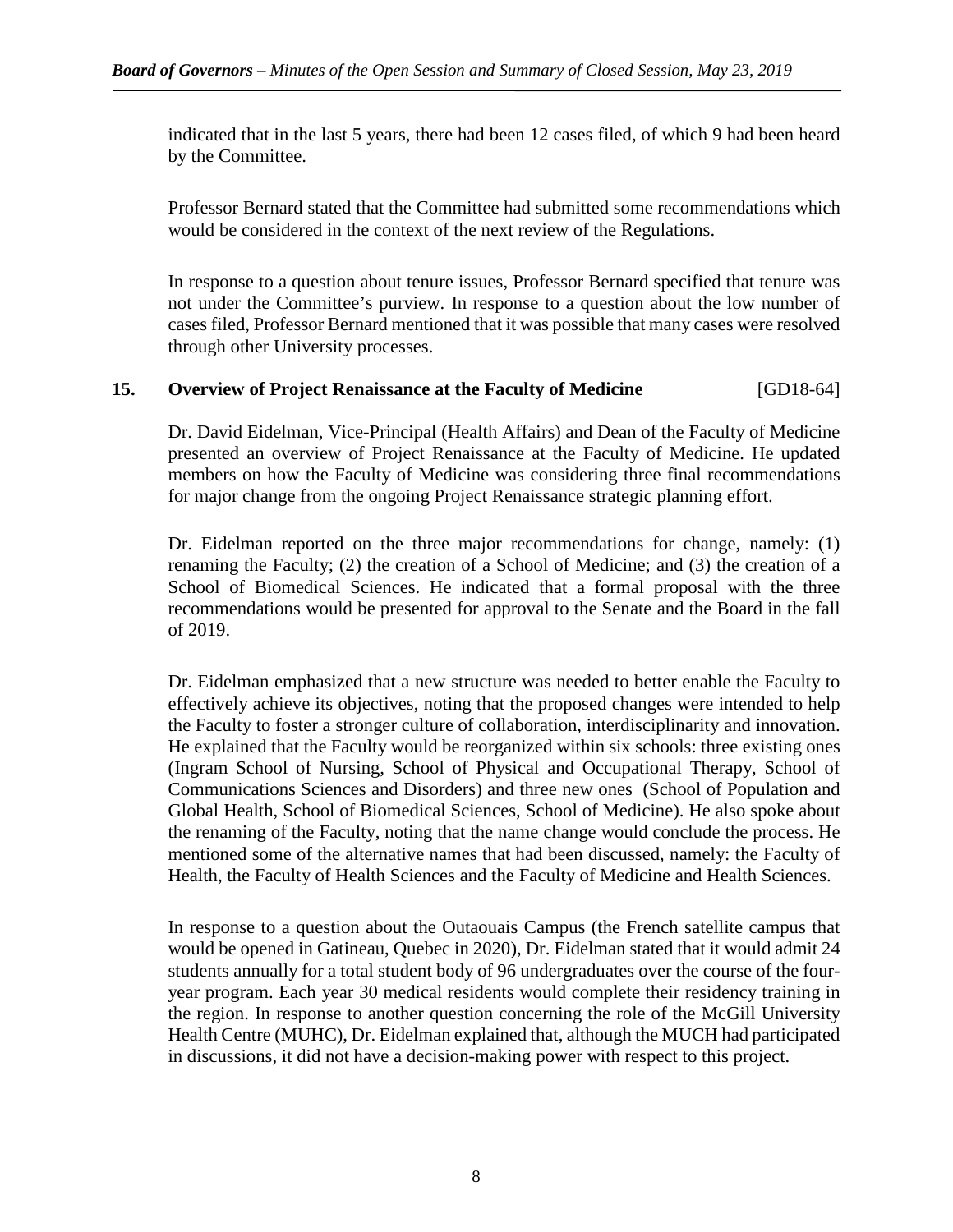indicated that in the last 5 years, there had been 12 cases filed, of which 9 had been heard by the Committee.

Professor Bernard stated that the Committee had submitted some recommendations which would be considered in the context of the next review of the Regulations.

In response to a question about tenure issues, Professor Bernard specified that tenure was not under the Committee's purview. In response to a question about the low number of cases filed, Professor Bernard mentioned that it was possible that many cases were resolved through other University processes.

## 15. Overview of Project Renaissance at the Faculty of Medicine [GD18-64]

Dr. David Eidelman, Vice-Principal (Health Affairs) and Dean of the Faculty of Medicine presented an overview of Project Renaissance at the Faculty of Medicine. He updated members on how the Faculty of Medicine was considering three final recommendations for major change from the ongoing Project Renaissance strategic planning effort.

Dr. Eidelman reported on the three major recommendations for change, namely: (1) renaming the Faculty; (2) the creation of a School of Medicine; and (3) the creation of a School of Biomedical Sciences. He indicated that a formal proposal with the three recommendations would be presented for approval to the Senate and the Board in the fall of 2019.

Dr. Eidelman emphasized that a new structure was needed to better enable the Faculty to effectively achieve its objectives, noting that the proposed changes were intended to help the Faculty to foster a stronger culture of collaboration, interdisciplinarity and innovation. He explained that the Faculty would be reorganized within six schools: three existing ones (Ingram School of Nursing, School of Physical and Occupational Therapy, School of Communications Sciences and Disorders) and three new ones (School of Population and Global Health, School of Biomedical Sciences, School of Medicine). He also spoke about the renaming of the Faculty, noting that the name change would conclude the process. He mentioned some of the alternative names that had been discussed, namely: the Faculty of Health, the Faculty of Health Sciences and the Faculty of Medicine and Health Sciences.

In response to a question about the Outaouais Campus (the French satellite campus that would be opened in Gatineau, Quebec in 2020), Dr. Eidelman stated that it would admit 24 students annually for a total student body of 96 undergraduates over the course of the four-year program. Each year 30 medical residents would complete their residency training in the region. In response to another question concerning the role of the McGill University Health Centre (MUHC), Dr. Eidelman explained that, although the MUCH had participated in discussions, it did not have a decision-making power with respect to this project.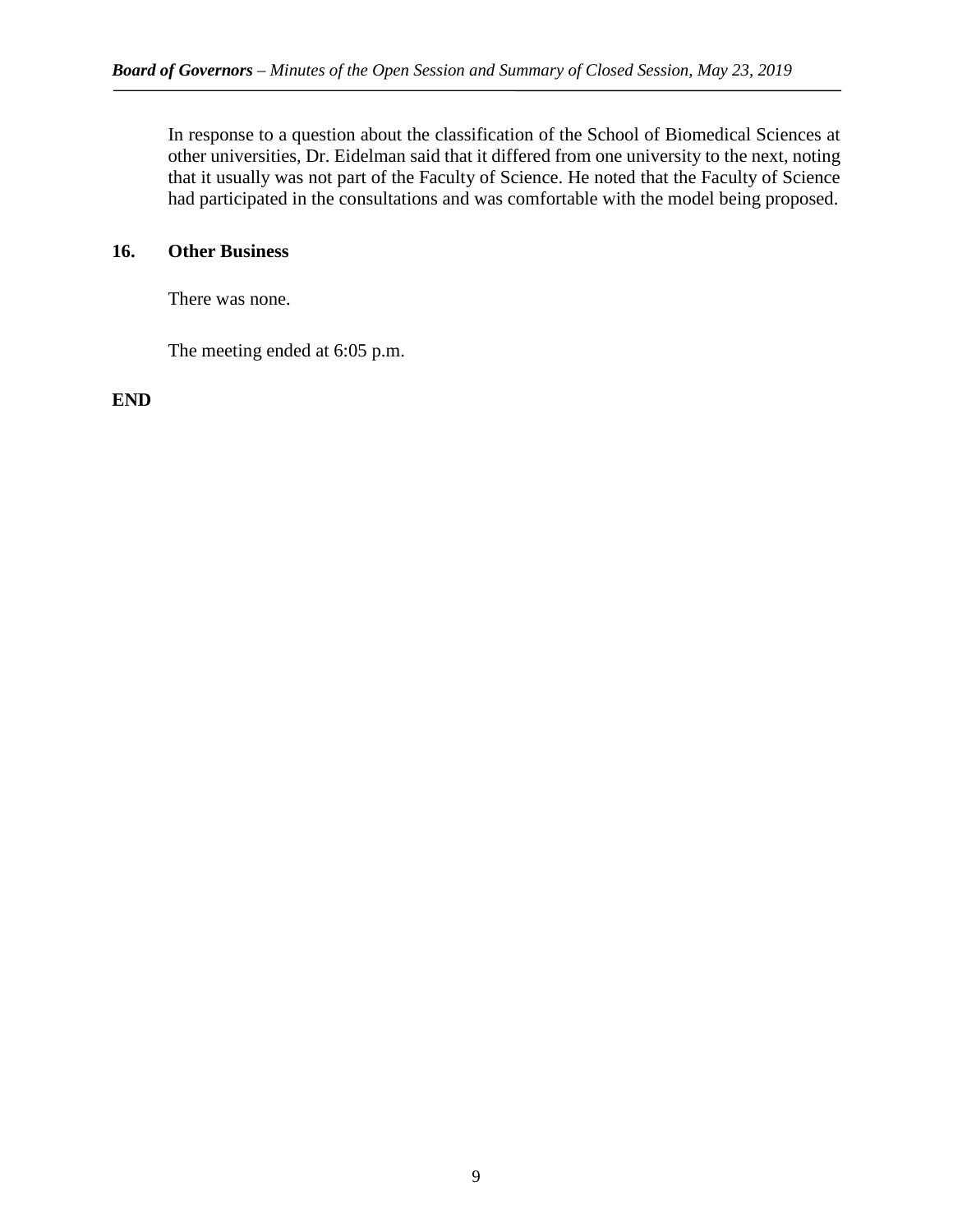In response to a question about the classification of the School of Biomedical Sciences at other universities, Dr. Eidelman said that it differed from one university to the next, noting that it usually was not part of the Faculty of Science. He noted that the Faculty of Science had participated in the consultations and was comfortable with the model being proposed.

## 16. Other Business

There was none.

The meeting ended at 6:05 p.m.

**END**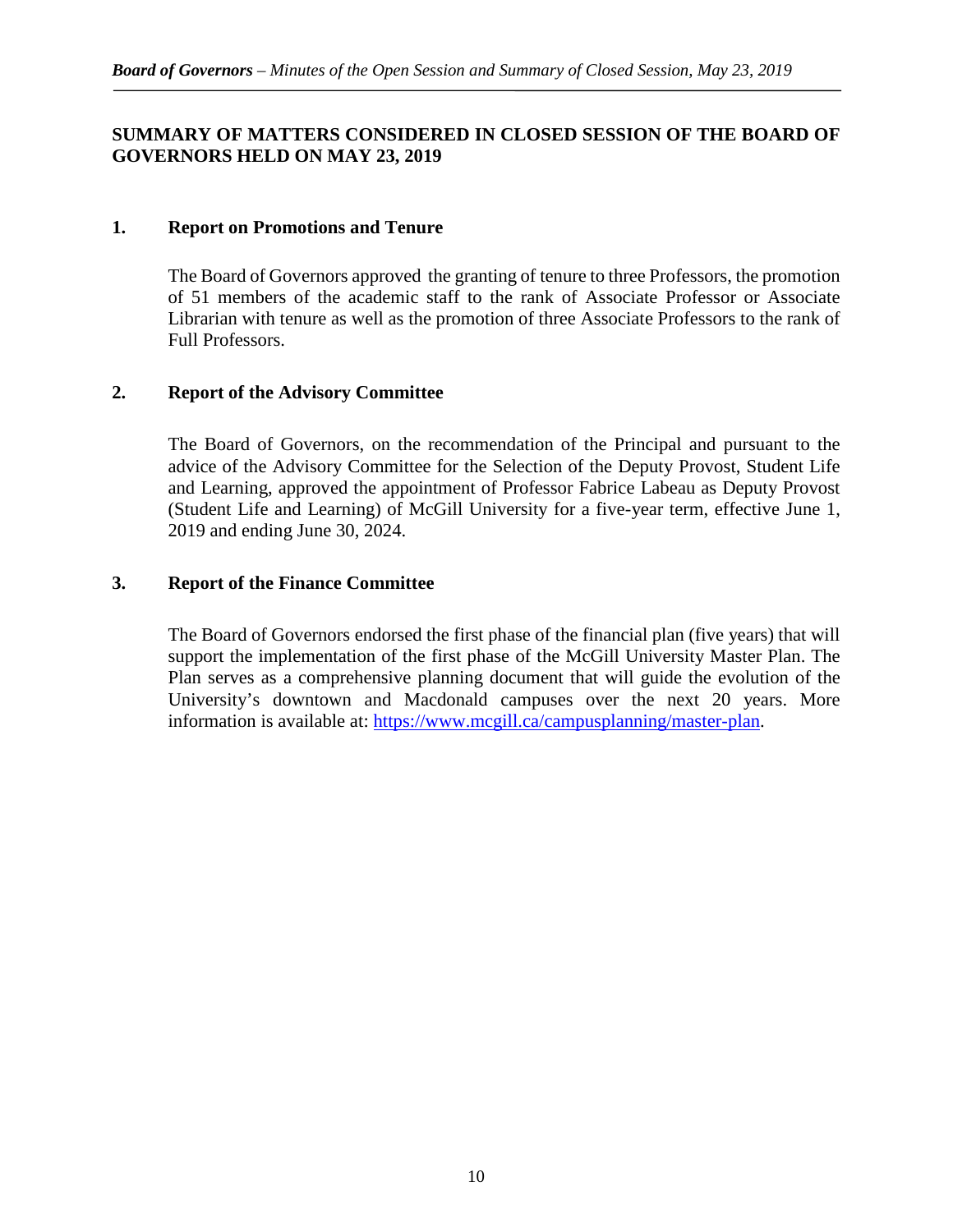## SUMMARY OF MATTERS CONSIDERED IN CLOSED SESSION OF THE BOARD OF GOVERNORS HELD ON MAY 23, 2019

### 1. Report on Promotions and Tenure

The Board of Governors approved the granting of tenure to three Professors, the promotion of 51 members of the academic staff to the rank of Associate Professor or Associate Librarian with tenure as well as the promotion of three Associate Professors to the rank of Full Professors.

### 2. Report of the Advisory Committee

The Board of Governors, on the recommendation of the Principal and pursuant to the advice of the Advisory Committee for the Selection of the Deputy Provost, Student Life and Learning, approved the appointment of Professor Fabrice Labeau as Deputy Provost (Student Life and Learning) of McGill University for a five-year term, effective June 1, 2019 and ending June 30, 2024.

### 3. Report of the Finance Committee

The Board of Governors endorsed the first phase of the financial plan (five years) that will support the implementation of the first phase of the McGill University Master Plan. The Plan serves as a comprehensive planning document that will guide the evolution of the University's downtown and Macdonald campuses over the next 20 years. More information is available at: [https://www.mcgill.ca/campusplanning/master-plan](https://www.mcgill.ca/campusplanning/master-plan).